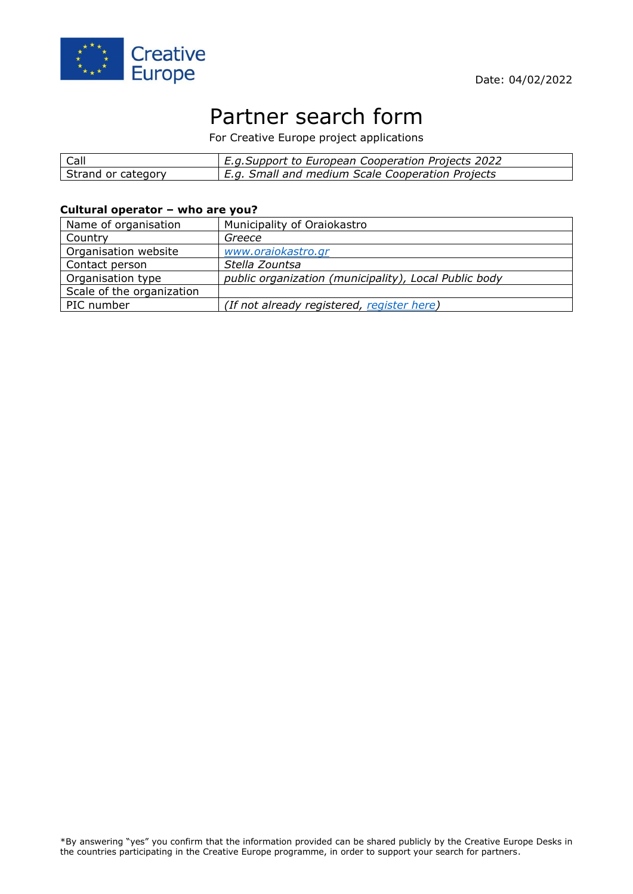Creative Europe

Date: 04/02/2022

# Partner search form

For Creative Europe project applications

| Call | *E.g.Support to European Cooperation Projects 2022* |
|---|---|
| Strand or category | *E.g. Small and medium Scale Cooperation Projects* |

**Cultural operator – who are you?**

| Name of organisation | Municipality of Oraiokastro |
|---|---|
| Country | *Greece* |
| Organisation website | *www.oraiokastro.gr* |
| Contact person | *Stella Zountsa* |
| Organisation type | *public organization (municipality), Local Public body* |
| Scale of the organization | |
| PIC number | *(If not already registered, register here)* |

*By answering "yes" you confirm that the information provided can be shared publicly by the Creative Europe Desks in the countries participating in the Creative Europe programme, in order to support your search for partners.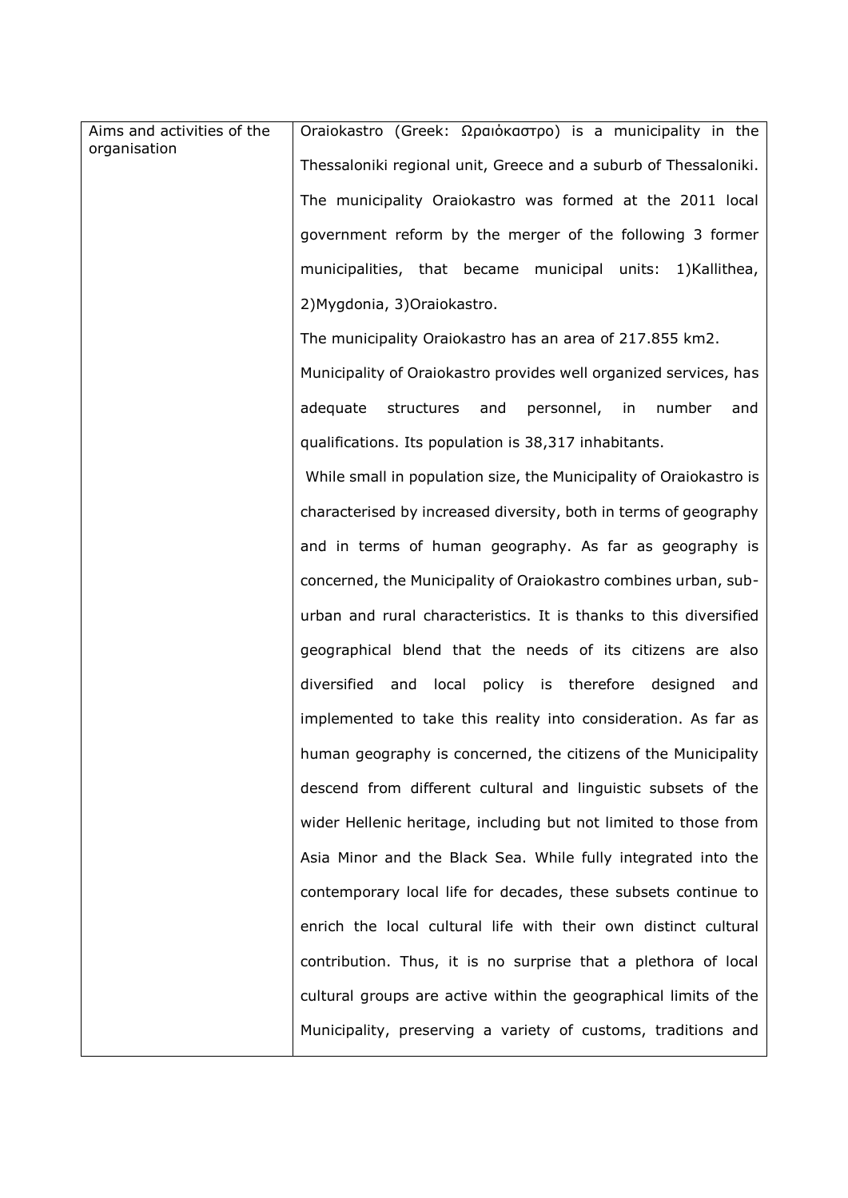| Aims and activities of the organisation | Oraiokastro (Greek: Ωραιόκαστρο) is a municipality in the Thessaloniki regional unit, Greece and a suburb of Thessaloniki. The municipality Oraiokastro was formed at the 2011 local government reform by the merger of the following 3 former municipalities, that became municipal units: 1)Kallithea, 2)Mygdonia, 3)Oraiokastro.<br>The municipality Oraiokastro has an area of 217.855 km2.<br>Municipality of Oraiokastro provides well organized services, has adequate structures and personnel, in number and qualifications. Its population is 38,317 inhabitants.<br>While small in population size, the Municipality of Oraiokastro is characterised by increased diversity, both in terms of geography and in terms of human geography. As far as geography is concerned, the Municipality of Oraiokastro combines urban, sub-urban and rural characteristics. It is thanks to this diversified geographical blend that the needs of its citizens are also diversified and local policy is therefore designed and implemented to take this reality into consideration. As far as human geography is concerned, the citizens of the Municipality descend from different cultural and linguistic subsets of the wider Hellenic heritage, including but not limited to those from Asia Minor and the Black Sea. While fully integrated into the contemporary local life for decades, these subsets continue to enrich the local cultural life with their own distinct cultural contribution. Thus, it is no surprise that a plethora of local cultural groups are active within the geographical limits of the Municipality, preserving a variety of customs, traditions and |
| --- | --- |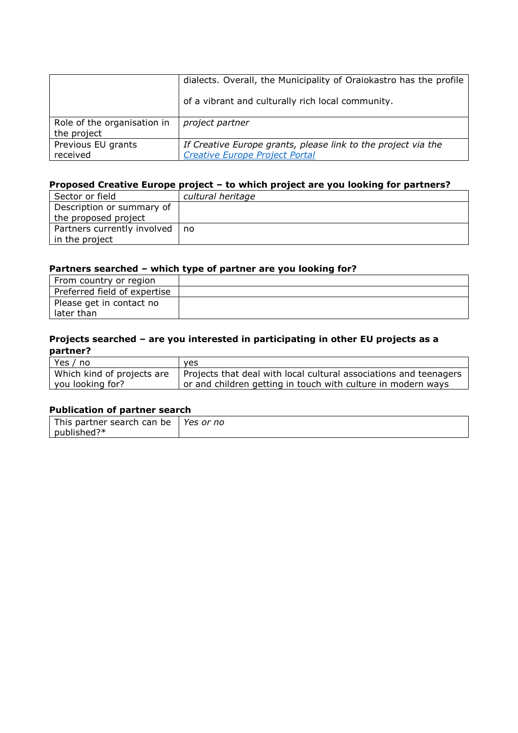| | |
|---|---|
| | dialects. Overall, the Municipality of Oraiokastro has the profile of a vibrant and culturally rich local community. |
| Role of the organisation in the project | *project partner* |
| Previous EU grants received | *If Creative Europe grants, please link to the project via the [Creative Europe Project Portal]()* |

**Proposed Creative Europe project – to which project are you looking for partners?**

| | |
|---|---|
| Sector or field | *cultural heritage* |
| Description or summary of the proposed project | |
| Partners currently involved in the project | no |

**Partners searched – which type of partner are you looking for?**

| | |
|---|---|
| From country or region | |
| Preferred field of expertise | |
| Please get in contact no later than | |

**Projects searched – are you interested in participating in other EU projects as a partner?**

| | |
|---|---|
| Yes / no | yes |
| Which kind of projects are you looking for? | Projects that deal with local cultural associations and teenagers or and children getting in touch with culture in modern ways |

**Publication of partner search**

| | |
|---|---|
| This partner search can be published?* | *Yes or no* |